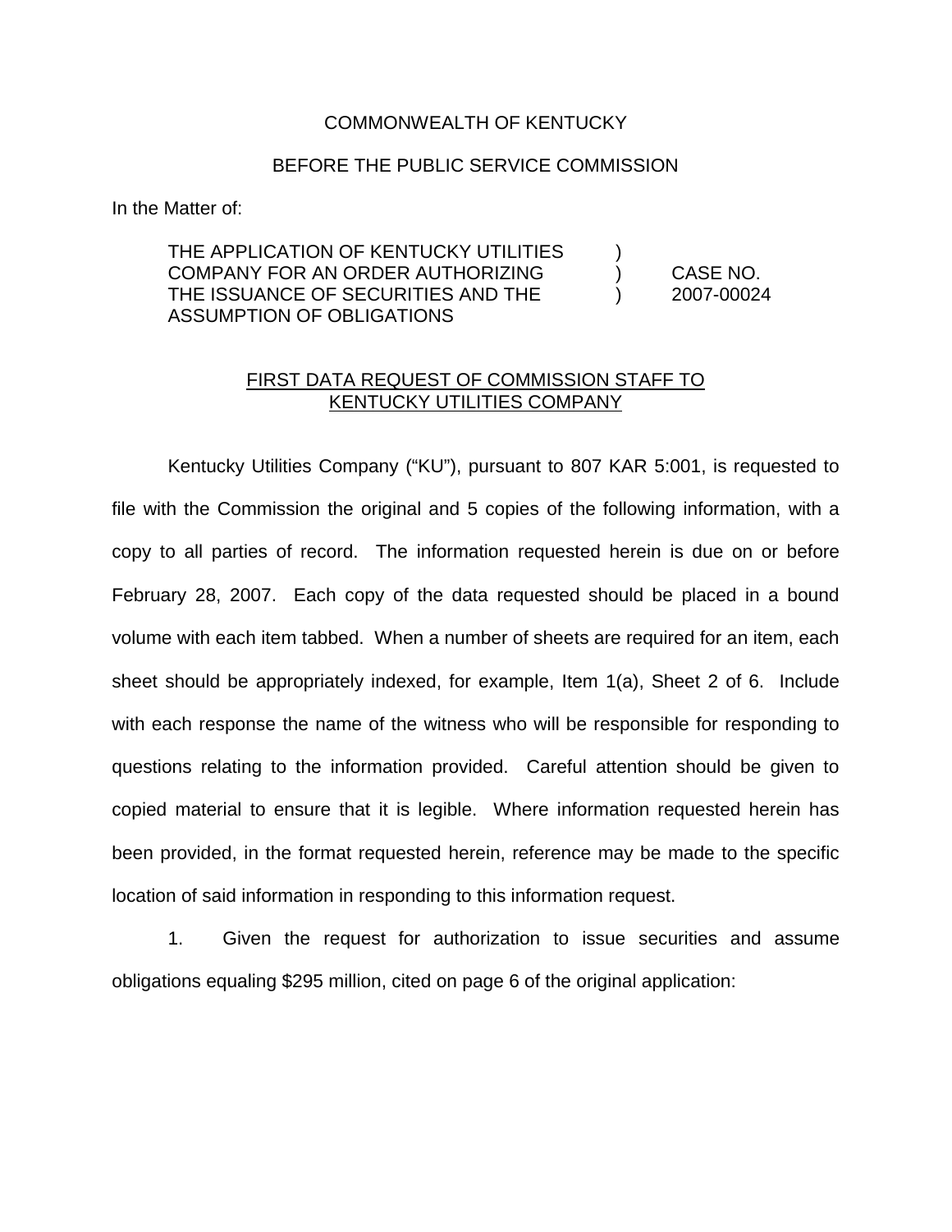COMMONWEALTH OF KENTUCKY

BEFORE THE PUBLIC SERVICE COMMISSION

In the Matter of:

| | | |
|---|---|---|
| THE APPLICATION OF KENTUCKY UTILITIES COMPANY FOR AN ORDER AUTHORIZING THE ISSUANCE OF SECURITIES AND THE ASSUMPTION OF OBLIGATIONS | ) ) ) | CASE NO. 2007-00024 |

FIRST DATA REQUEST OF COMMISSION STAFF TO KENTUCKY UTILITIES COMPANY

Kentucky Utilities Company ("KU"), pursuant to 807 KAR 5:001, is requested to file with the Commission the original and 5 copies of the following information, with a copy to all parties of record. The information requested herein is due on or before February 28, 2007. Each copy of the data requested should be placed in a bound volume with each item tabbed. When a number of sheets are required for an item, each sheet should be appropriately indexed, for example, Item 1(a), Sheet 2 of 6. Include with each response the name of the witness who will be responsible for responding to questions relating to the information provided. Careful attention should be given to copied material to ensure that it is legible. Where information requested herein has been provided, in the format requested herein, reference may be made to the specific location of said information in responding to this information request.

1. Given the request for authorization to issue securities and assume obligations equaling $295 million, cited on page 6 of the original application: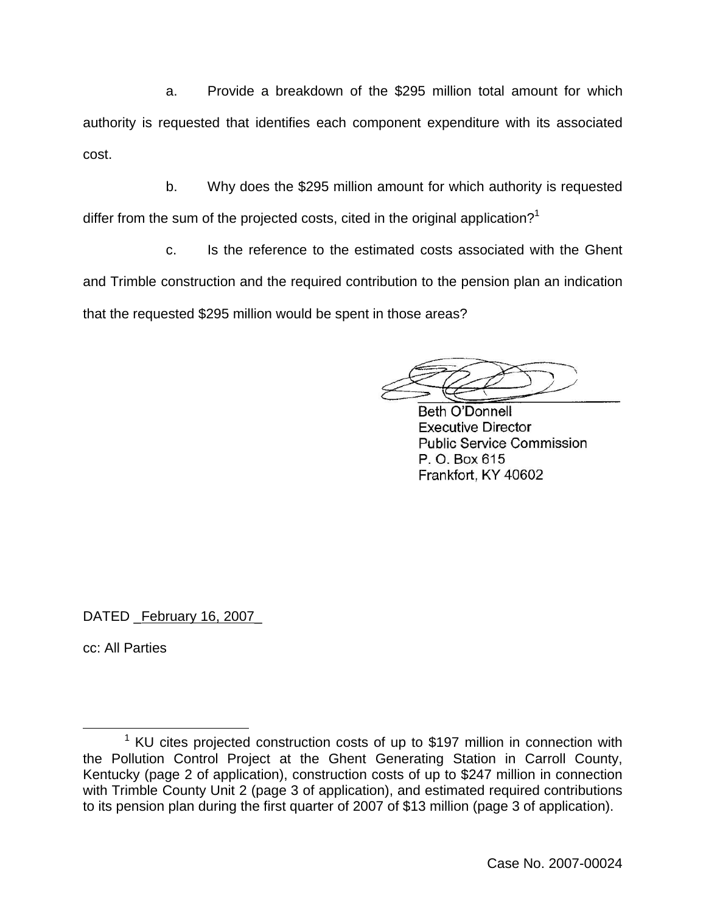a. Provide a breakdown of the $295 million total amount for which authority is requested that identifies each component expenditure with its associated cost.

b. Why does the $295 million amount for which authority is requested differ from the sum of the projected costs, cited in the original application?[1]

c. Is the reference to the estimated costs associated with the Ghent and Trimble construction and the required contribution to the pension plan an indication that the requested $295 million would be spent in those areas?

Beth O'Donnell
Executive Director
Public Service Commission
P. O. Box 615
Frankfort, KY 40602

DATED _February 16, 2007_

cc: All Parties

[1] KU cites projected construction costs of up to $197 million in connection with the Pollution Control Project at the Ghent Generating Station in Carroll County, Kentucky (page 2 of application), construction costs of up to $247 million in connection with Trimble County Unit 2 (page 3 of application), and estimated required contributions to its pension plan during the first quarter of 2007 of $13 million (page 3 of application).

Case No. 2007-00024